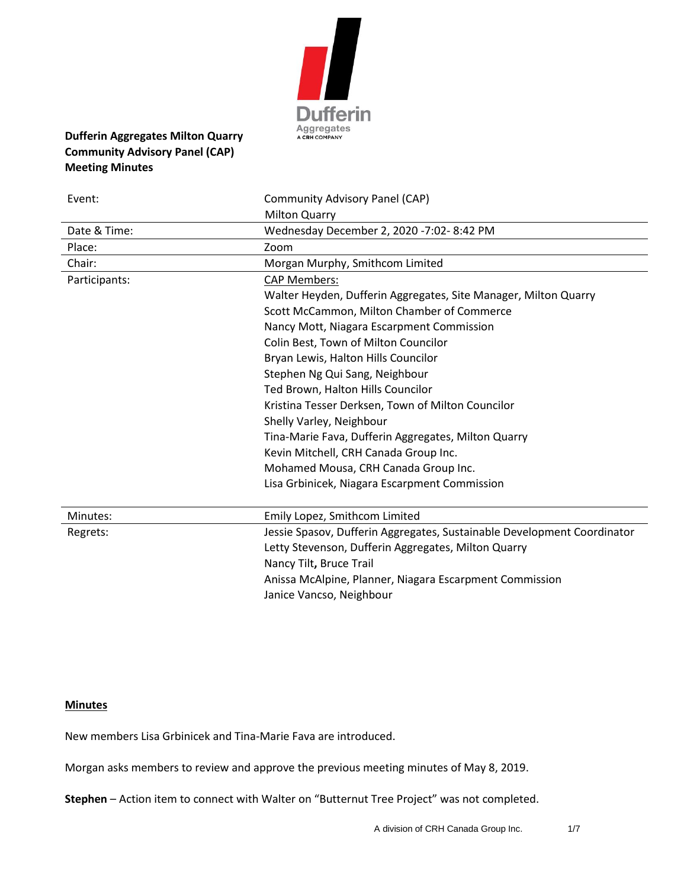**Dufferin Aggregates Milton Quarry**
**Community Advisory Panel (CAP)**
**Meeting Minutes**

| | |
|---|---|
| Event: | Community Advisory Panel (CAP) Milton Quarry |
| Date & Time: | Wednesday December 2, 2020 -7:02- 8:42 PM |
| Place: | Zoom |
| Chair: | Morgan Murphy, Smithcom Limited |
| Participants: | CAP Members:<br>Walter Heyden, Dufferin Aggregates, Site Manager, Milton Quarry<br>Scott McCammon, Milton Chamber of Commerce<br>Nancy Mott, Niagara Escarpment Commission<br>Colin Best, Town of Milton Councilor<br>Bryan Lewis, Halton Hills Councilor<br>Stephen Ng Qui Sang, Neighbour<br>Ted Brown, Halton Hills Councilor<br>Kristina Tesser Derksen, Town of Milton Councilor<br>Shelly Varley, Neighbour<br>Tina-Marie Fava, Dufferin Aggregates, Milton Quarry<br>Kevin Mitchell, CRH Canada Group Inc.<br>Mohamed Mousa, CRH Canada Group Inc.<br>Lisa Grbinicek, Niagara Escarpment Commission |
| Minutes: | Emily Lopez, Smithcom Limited |
| Regrets: | Jessie Spasov, Dufferin Aggregates, Sustainable Development Coordinator<br>Letty Stevenson, Dufferin Aggregates, Milton Quarry<br>Nancy Tilt**,** Bruce Trail<br>Anissa McAlpine, Planner, Niagara Escarpment Commission<br>Janice Vancso, Neighbour |

## Minutes

New members Lisa Grbinicek and Tina-Marie Fava are introduced.

Morgan asks members to review and approve the previous meeting minutes of May 8, 2019.

**Stephen** – Action item to connect with Walter on "Butternut Tree Project" was not completed.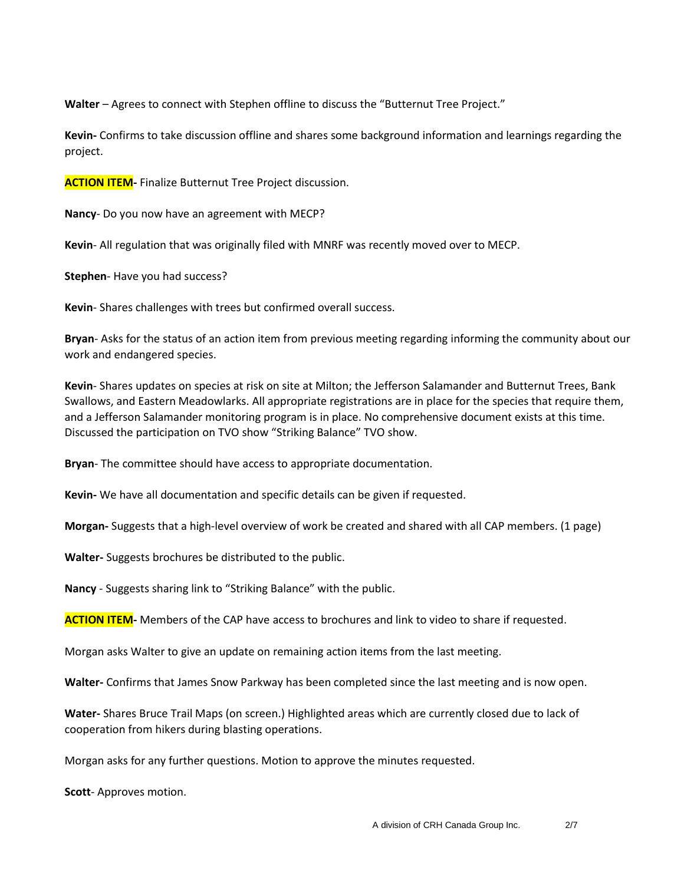**Walter** – Agrees to connect with Stephen offline to discuss the "Butternut Tree Project."

**Kevin-** Confirms to take discussion offline and shares some background information and learnings regarding the project.

**ACTION ITEM-** Finalize Butternut Tree Project discussion.

**Nancy**- Do you now have an agreement with MECP?

**Kevin**- All regulation that was originally filed with MNRF was recently moved over to MECP.

**Stephen**- Have you had success?

**Kevin**- Shares challenges with trees but confirmed overall success.

**Bryan**- Asks for the status of an action item from previous meeting regarding informing the community about our work and endangered species.

**Kevin**- Shares updates on species at risk on site at Milton; the Jefferson Salamander and Butternut Trees, Bank Swallows, and Eastern Meadowlarks. All appropriate registrations are in place for the species that require them, and a Jefferson Salamander monitoring program is in place. No comprehensive document exists at this time. Discussed the participation on TVO show "Striking Balance" TVO show.

**Bryan**- The committee should have access to appropriate documentation.

**Kevin-** We have all documentation and specific details can be given if requested.

**Morgan-** Suggests that a high-level overview of work be created and shared with all CAP members. (1 page)

**Walter-** Suggests brochures be distributed to the public.

**Nancy** - Suggests sharing link to "Striking Balance" with the public.

**ACTION ITEM-** Members of the CAP have access to brochures and link to video to share if requested.

Morgan asks Walter to give an update on remaining action items from the last meeting.

**Walter-** Confirms that James Snow Parkway has been completed since the last meeting and is now open.

**Water-** Shares Bruce Trail Maps (on screen.) Highlighted areas which are currently closed due to lack of cooperation from hikers during blasting operations.

Morgan asks for any further questions. Motion to approve the minutes requested.

**Scott**- Approves motion.

A division of CRH Canada Group Inc.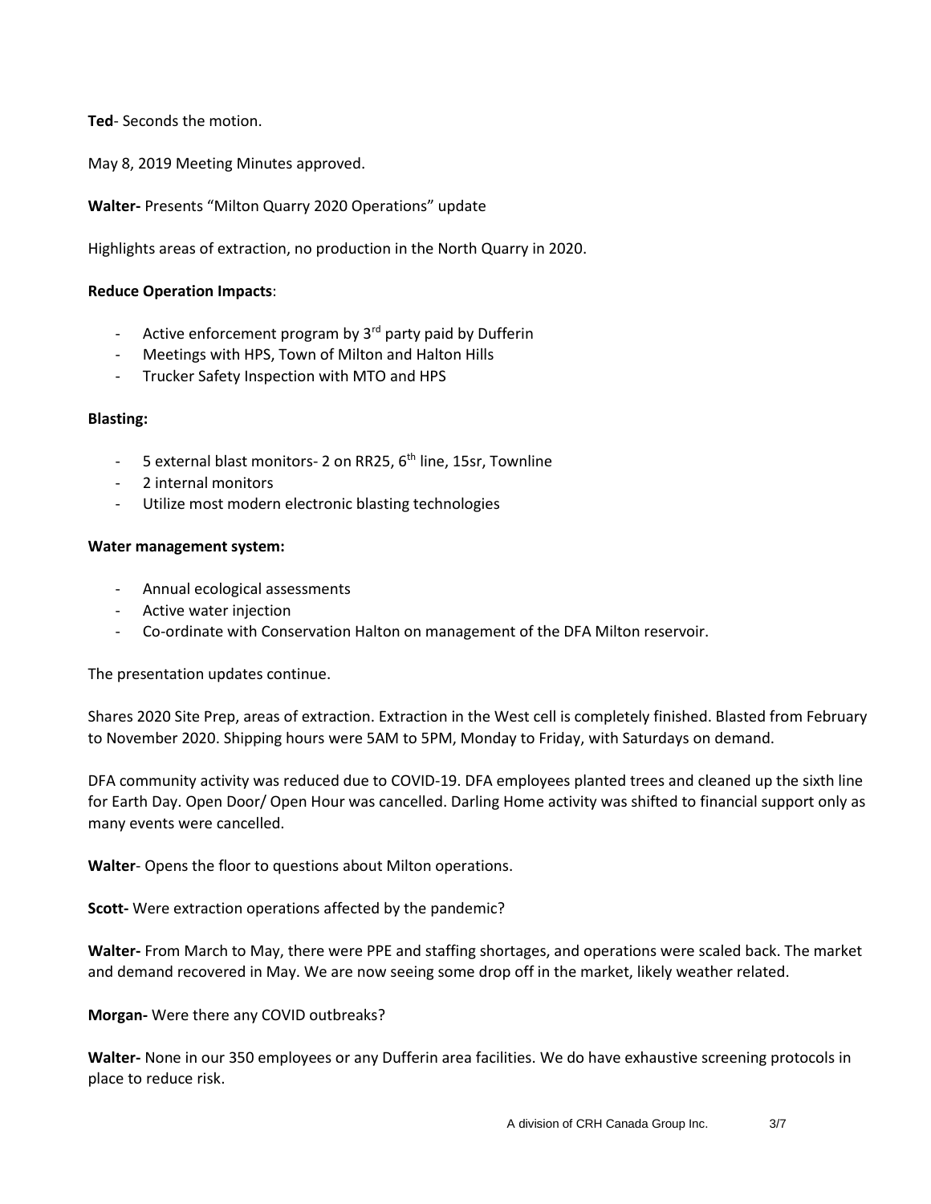**Ted**- Seconds the motion.

May 8, 2019 Meeting Minutes approved.

**Walter-** Presents "Milton Quarry 2020 Operations" update

Highlights areas of extraction, no production in the North Quarry in 2020.

**Reduce Operation Impacts**:

- Active enforcement program by 3rd party paid by Dufferin
- Meetings with HPS, Town of Milton and Halton Hills
- Trucker Safety Inspection with MTO and HPS

**Blasting:**

- 5 external blast monitors- 2 on RR25, 6th line, 15sr, Townline
- 2 internal monitors
- Utilize most modern electronic blasting technologies

**Water management system:**

- Annual ecological assessments
- Active water injection
- Co-ordinate with Conservation Halton on management of the DFA Milton reservoir.

The presentation updates continue.

Shares 2020 Site Prep, areas of extraction. Extraction in the West cell is completely finished. Blasted from February to November 2020. Shipping hours were 5AM to 5PM, Monday to Friday, with Saturdays on demand.

DFA community activity was reduced due to COVID-19. DFA employees planted trees and cleaned up the sixth line for Earth Day. Open Door/ Open Hour was cancelled. Darling Home activity was shifted to financial support only as many events were cancelled.

**Walter**- Opens the floor to questions about Milton operations.

**Scott-** Were extraction operations affected by the pandemic?

**Walter-** From March to May, there were PPE and staffing shortages, and operations were scaled back. The market and demand recovered in May. We are now seeing some drop off in the market, likely weather related.

**Morgan-** Were there any COVID outbreaks?

**Walter-** None in our 350 employees or any Dufferin area facilities. We do have exhaustive screening protocols in place to reduce risk.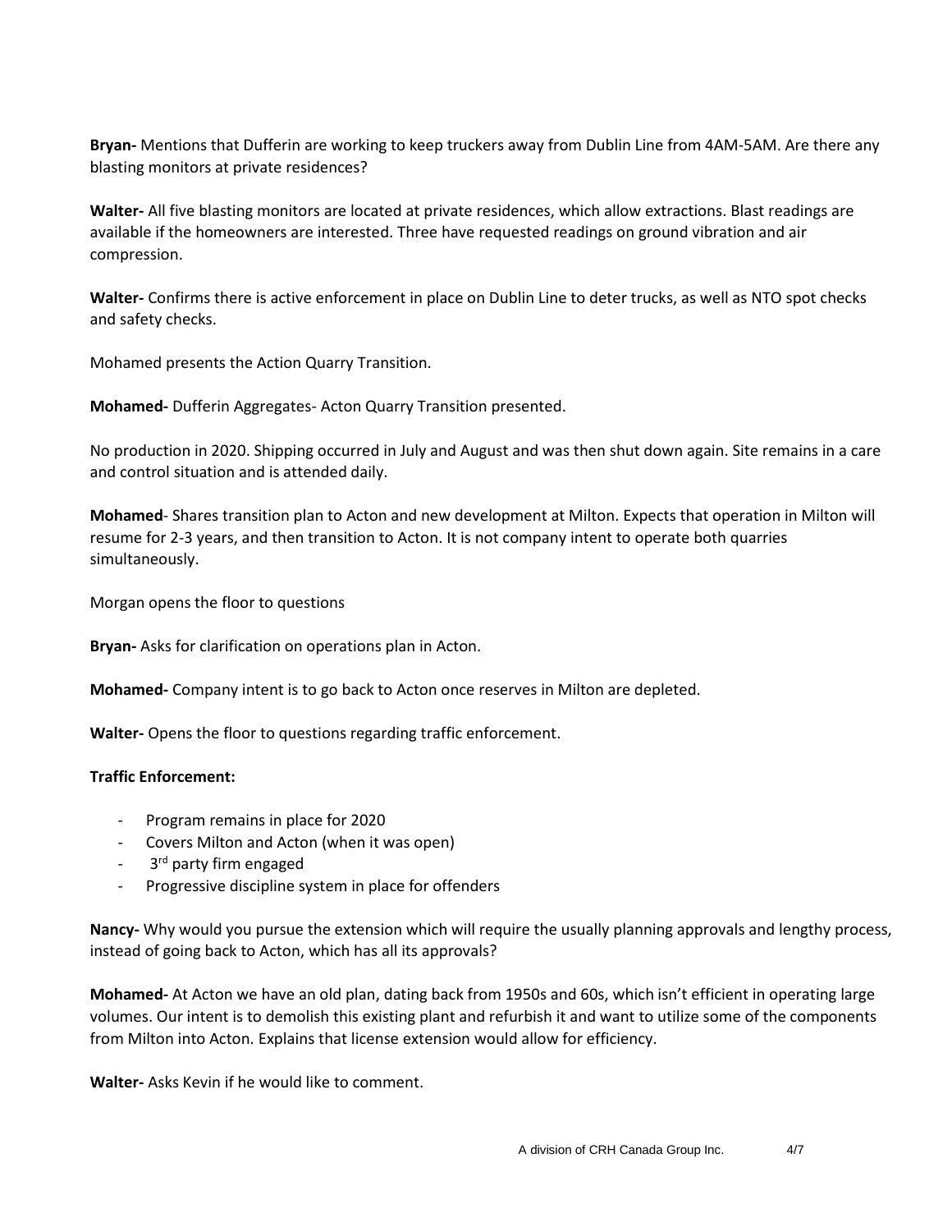**Bryan-** Mentions that Dufferin are working to keep truckers away from Dublin Line from 4AM-5AM. Are there any blasting monitors at private residences?

**Walter-** All five blasting monitors are located at private residences, which allow extractions. Blast readings are available if the homeowners are interested. Three have requested readings on ground vibration and air compression.

**Walter-** Confirms there is active enforcement in place on Dublin Line to deter trucks, as well as NTO spot checks and safety checks.

Mohamed presents the Action Quarry Transition.

**Mohamed-** Dufferin Aggregates- Acton Quarry Transition presented.

No production in 2020. Shipping occurred in July and August and was then shut down again. Site remains in a care and control situation and is attended daily.

**Mohamed**- Shares transition plan to Acton and new development at Milton. Expects that operation in Milton will resume for 2-3 years, and then transition to Acton. It is not company intent to operate both quarries simultaneously.

Morgan opens the floor to questions

**Bryan-** Asks for clarification on operations plan in Acton.

**Mohamed-** Company intent is to go back to Acton once reserves in Milton are depleted.

**Walter-** Opens the floor to questions regarding traffic enforcement.

**Traffic Enforcement:**

- Program remains in place for 2020
- Covers Milton and Acton (when it was open)
- 3rd party firm engaged
- Progressive discipline system in place for offenders

**Nancy-** Why would you pursue the extension which will require the usually planning approvals and lengthy process, instead of going back to Acton, which has all its approvals?

**Mohamed-** At Acton we have an old plan, dating back from 1950s and 60s, which isn't efficient in operating large volumes. Our intent is to demolish this existing plant and refurbish it and want to utilize some of the components from Milton into Acton. Explains that license extension would allow for efficiency.

**Walter-** Asks Kevin if he would like to comment.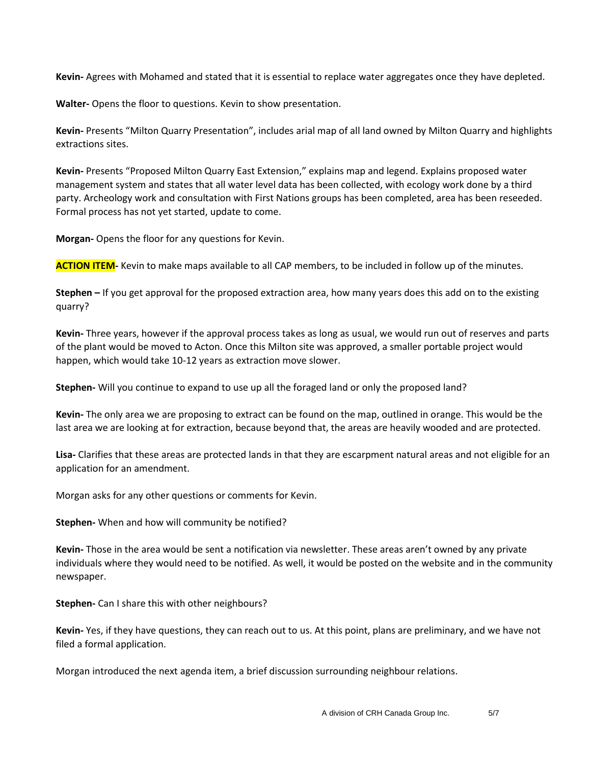**Kevin-** Agrees with Mohamed and stated that it is essential to replace water aggregates once they have depleted.

**Walter-** Opens the floor to questions. Kevin to show presentation.

**Kevin-** Presents "Milton Quarry Presentation", includes arial map of all land owned by Milton Quarry and highlights extractions sites.

**Kevin-** Presents "Proposed Milton Quarry East Extension," explains map and legend. Explains proposed water management system and states that all water level data has been collected, with ecology work done by a third party. Archeology work and consultation with First Nations groups has been completed, area has been reseeded. Formal process has not yet started, update to come.

**Morgan-** Opens the floor for any questions for Kevin.

**ACTION ITEM-** Kevin to make maps available to all CAP members, to be included in follow up of the minutes.

**Stephen –** If you get approval for the proposed extraction area, how many years does this add on to the existing quarry?

**Kevin-** Three years, however if the approval process takes as long as usual, we would run out of reserves and parts of the plant would be moved to Acton. Once this Milton site was approved, a smaller portable project would happen, which would take 10-12 years as extraction move slower.

**Stephen-** Will you continue to expand to use up all the foraged land or only the proposed land?

**Kevin-** The only area we are proposing to extract can be found on the map, outlined in orange. This would be the last area we are looking at for extraction, because beyond that, the areas are heavily wooded and are protected.

**Lisa-** Clarifies that these areas are protected lands in that they are escarpment natural areas and not eligible for an application for an amendment.

Morgan asks for any other questions or comments for Kevin.

**Stephen-** When and how will community be notified?

**Kevin-** Those in the area would be sent a notification via newsletter. These areas aren't owned by any private individuals where they would need to be notified. As well, it would be posted on the website and in the community newspaper.

**Stephen-** Can I share this with other neighbours?

**Kevin-** Yes, if they have questions, they can reach out to us. At this point, plans are preliminary, and we have not filed a formal application.

Morgan introduced the next agenda item, a brief discussion surrounding neighbour relations.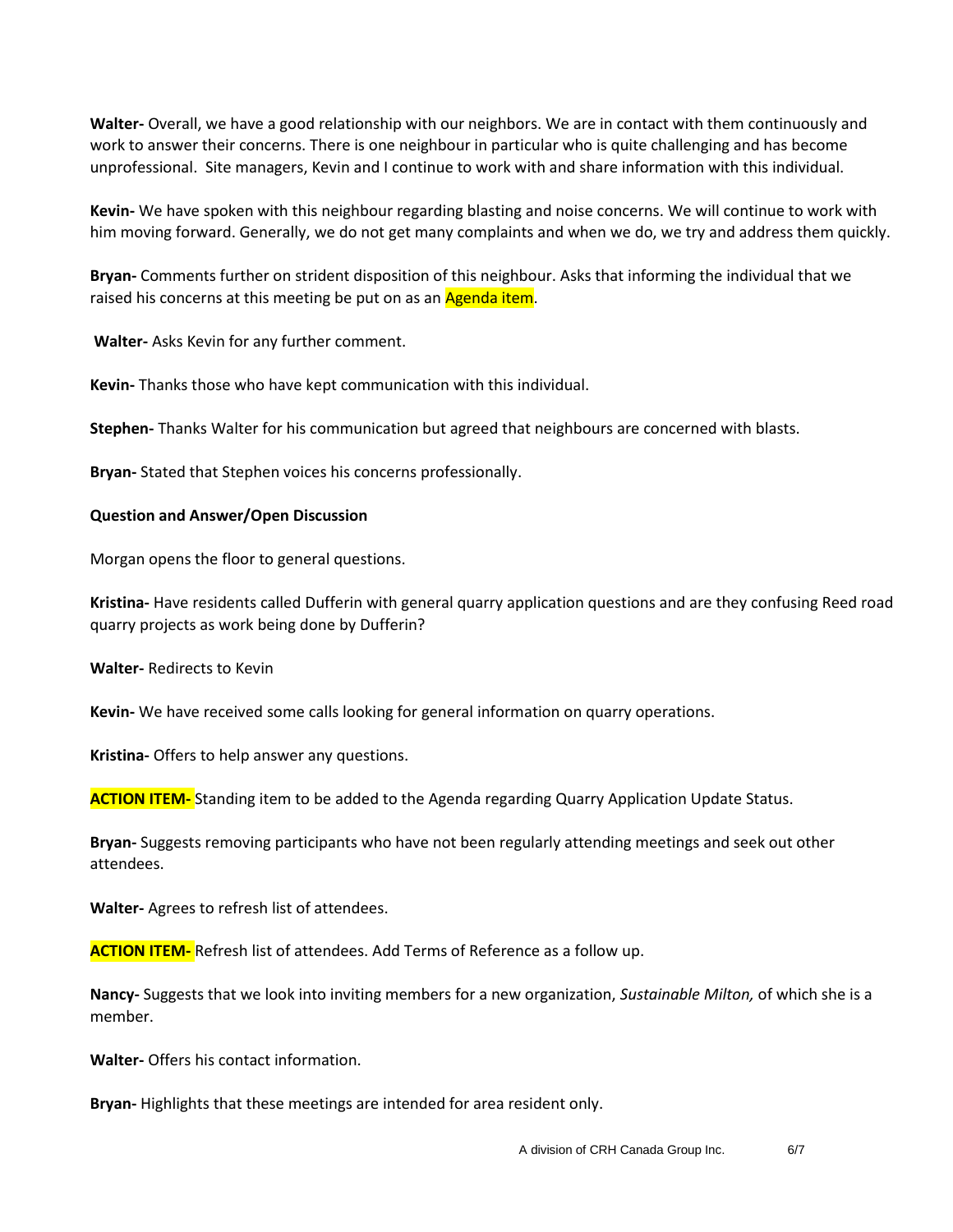**Walter-** Overall, we have a good relationship with our neighbors. We are in contact with them continuously and work to answer their concerns. There is one neighbour in particular who is quite challenging and has become unprofessional. Site managers, Kevin and I continue to work with and share information with this individual.

**Kevin-** We have spoken with this neighbour regarding blasting and noise concerns. We will continue to work with him moving forward. Generally, we do not get many complaints and when we do, we try and address them quickly.

**Bryan-** Comments further on strident disposition of this neighbour. Asks that informing the individual that we raised his concerns at this meeting be put on as an Agenda item.

**Walter-** Asks Kevin for any further comment.

**Kevin-** Thanks those who have kept communication with this individual.

**Stephen-** Thanks Walter for his communication but agreed that neighbours are concerned with blasts.

**Bryan-** Stated that Stephen voices his concerns professionally.

**Question and Answer/Open Discussion**

Morgan opens the floor to general questions.

**Kristina-** Have residents called Dufferin with general quarry application questions and are they confusing Reed road quarry projects as work being done by Dufferin?

**Walter-** Redirects to Kevin

**Kevin-** We have received some calls looking for general information on quarry operations.

**Kristina-** Offers to help answer any questions.

**ACTION ITEM-** Standing item to be added to the Agenda regarding Quarry Application Update Status.

**Bryan-** Suggests removing participants who have not been regularly attending meetings and seek out other attendees.

**Walter-** Agrees to refresh list of attendees.

**ACTION ITEM-** Refresh list of attendees. Add Terms of Reference as a follow up.

**Nancy-** Suggests that we look into inviting members for a new organization, *Sustainable Milton,* of which she is a member.

**Walter-** Offers his contact information.

**Bryan-** Highlights that these meetings are intended for area resident only.

A division of CRH Canada Group Inc.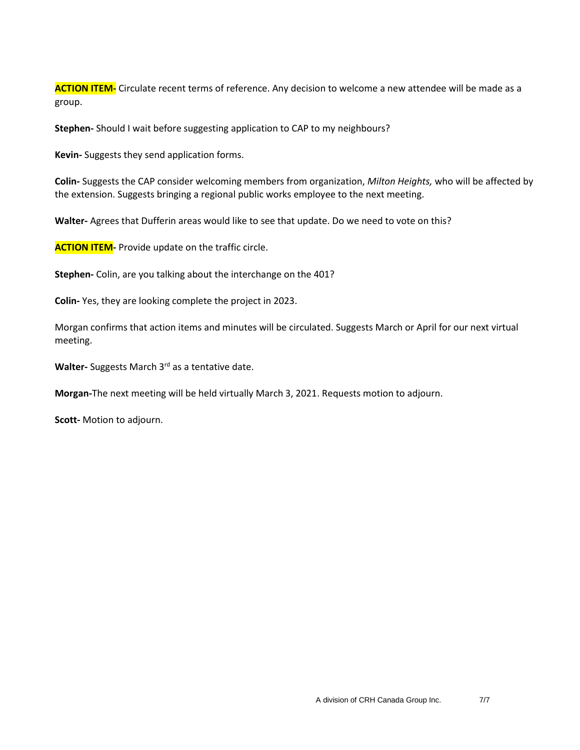**ACTION ITEM-** Circulate recent terms of reference. Any decision to welcome a new attendee will be made as a group.

**Stephen-** Should I wait before suggesting application to CAP to my neighbours?

**Kevin-** Suggests they send application forms.

**Colin-** Suggests the CAP consider welcoming members from organization, *Milton Heights,* who will be affected by the extension. Suggests bringing a regional public works employee to the next meeting.

**Walter-** Agrees that Dufferin areas would like to see that update. Do we need to vote on this?

**ACTION ITEM-** Provide update on the traffic circle.

**Stephen-** Colin, are you talking about the interchange on the 401?

**Colin-** Yes, they are looking complete the project in 2023.

Morgan confirms that action items and minutes will be circulated. Suggests March or April for our next virtual meeting.

**Walter-** Suggests March 3rd as a tentative date.

**Morgan-**The next meeting will be held virtually March 3, 2021. Requests motion to adjourn.

**Scott-** Motion to adjourn.